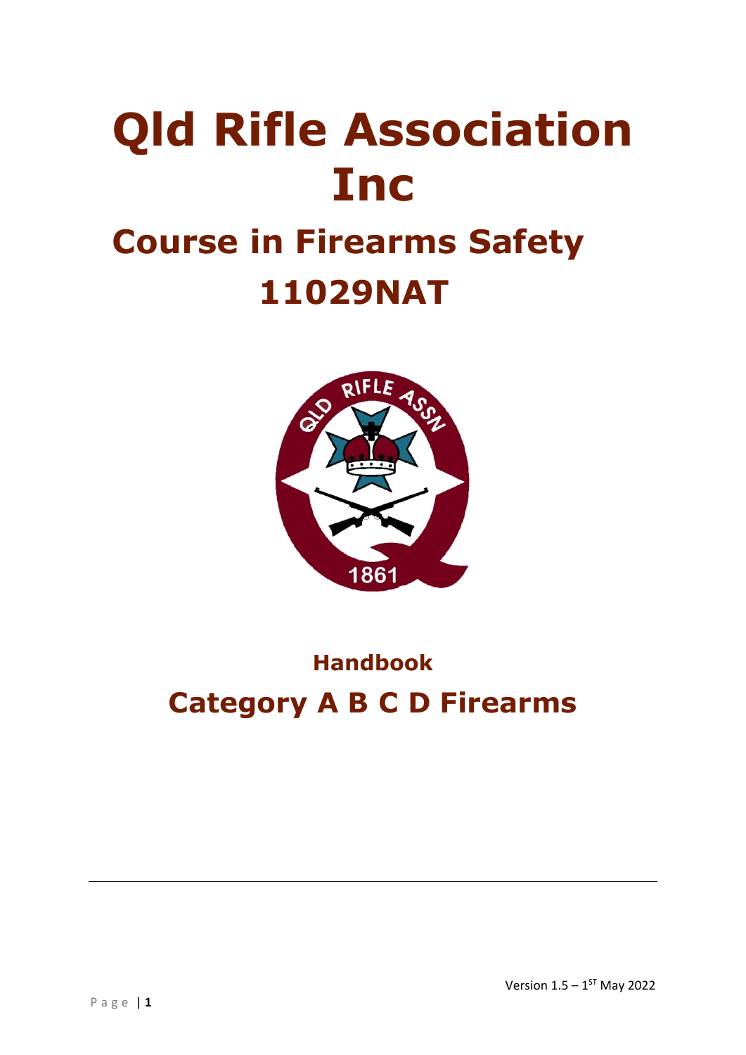# Qld Rifle Association Inc

## Course in Firearms Safety 11029NAT

### Handbook

## Category A B C D Firearms

Version 1.5 – 1ST May 2022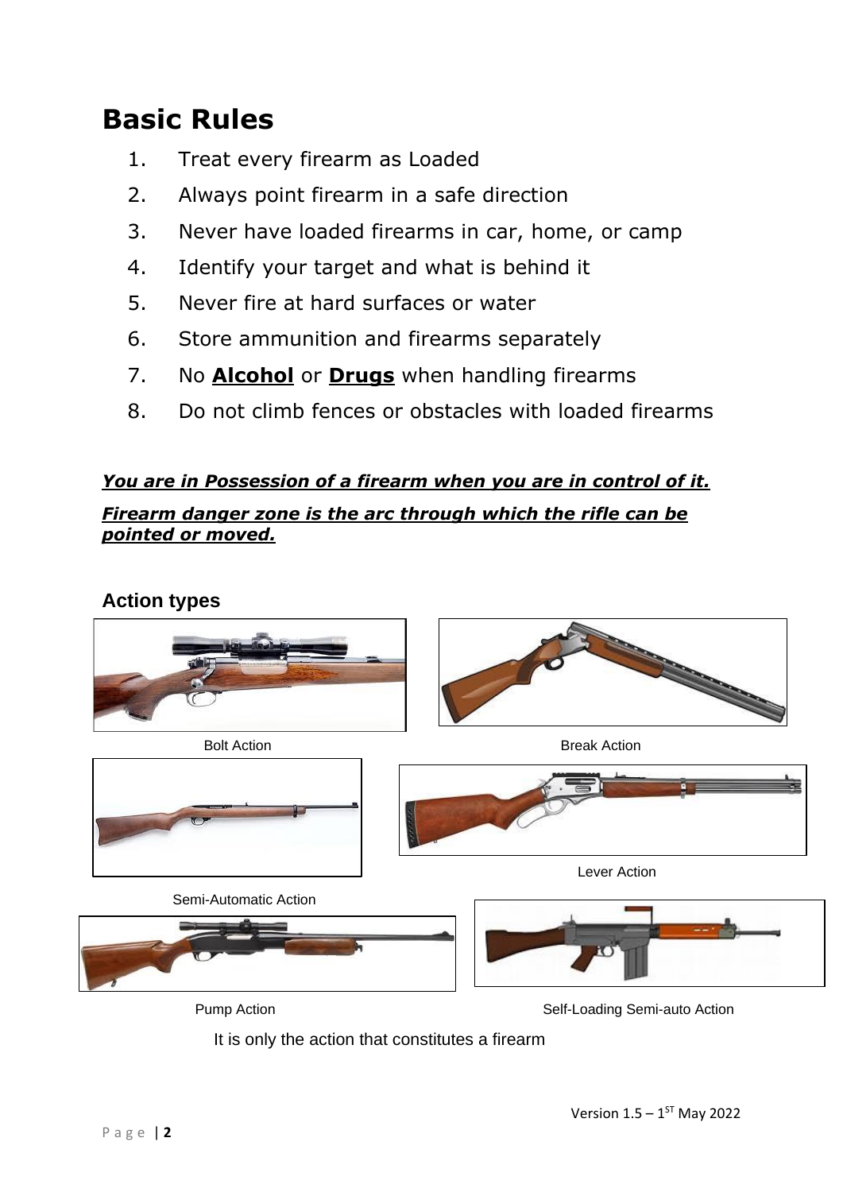# Basic Rules

1. Treat every firearm as Loaded
2. Always point firearm in a safe direction
3. Never have loaded firearms in car, home, or camp
4. Identify your target and what is behind it
5. Never fire at hard surfaces or water
6. Store ammunition and firearms separately
7. No **Alcohol** or **Drugs** when handling firearms
8. Do not climb fences or obstacles with loaded firearms

***You are in Possession of a firearm when you are in control of it.***

***Firearm danger zone is the arc through which the rifle can be pointed or moved.***

### Action types

Bolt Action

Break Action

Lever Action

Semi-Automatic Action

Pump Action

Self-Loading Semi-auto Action

It is only the action that constitutes a firearm

Version 1.5 – 1ST May 2022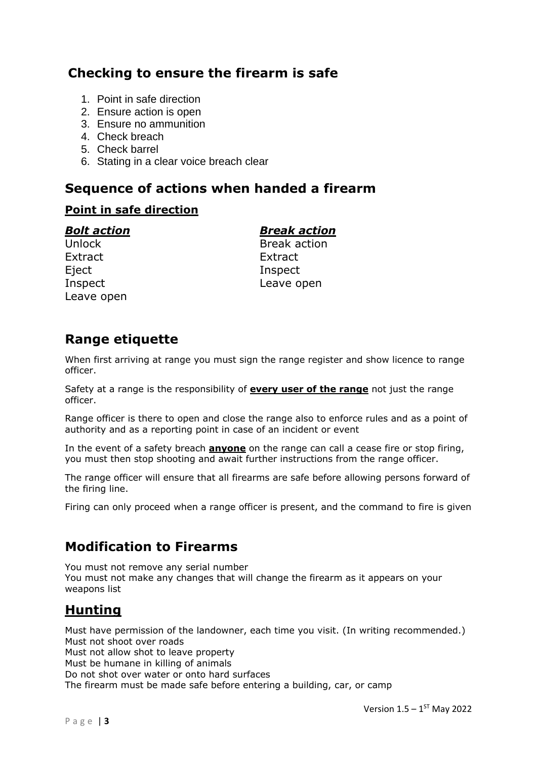## Checking to ensure the firearm is safe

1. Point in safe direction
2. Ensure action is open
3. Ensure no ammunition
4. Check breach
5. Check barrel
6. Stating in a clear voice breach clear

## Sequence of actions when handed a firearm

### Point in safe direction

***Bolt action***
Unlock
Extract
Eject
Inspect
Leave open

***Break action***
Break action
Extract
Inspect
Leave open

## Range etiquette

When first arriving at range you must sign the range register and show licence to range officer.

Safety at a range is the responsibility of **every user of the range** not just the range officer.

Range officer is there to open and close the range also to enforce rules and as a point of authority and as a reporting point in case of an incident or event

In the event of a safety breach **anyone** on the range can call a cease fire or stop firing, you must then stop shooting and await further instructions from the range officer.

The range officer will ensure that all firearms are safe before allowing persons forward of the firing line.

Firing can only proceed when a range officer is present, and the command to fire is given

## Modification to Firearms

You must not remove any serial number
You must not make any changes that will change the firearm as it appears on your weapons list

## Hunting

Must have permission of the landowner, each time you visit. (In writing recommended.)
Must not shoot over roads
Must not allow shot to leave property
Must be humane in killing of animals
Do not shot over water or onto hard surfaces
The firearm must be made safe before entering a building, car, or camp

Version 1.5 – 1ST May 2022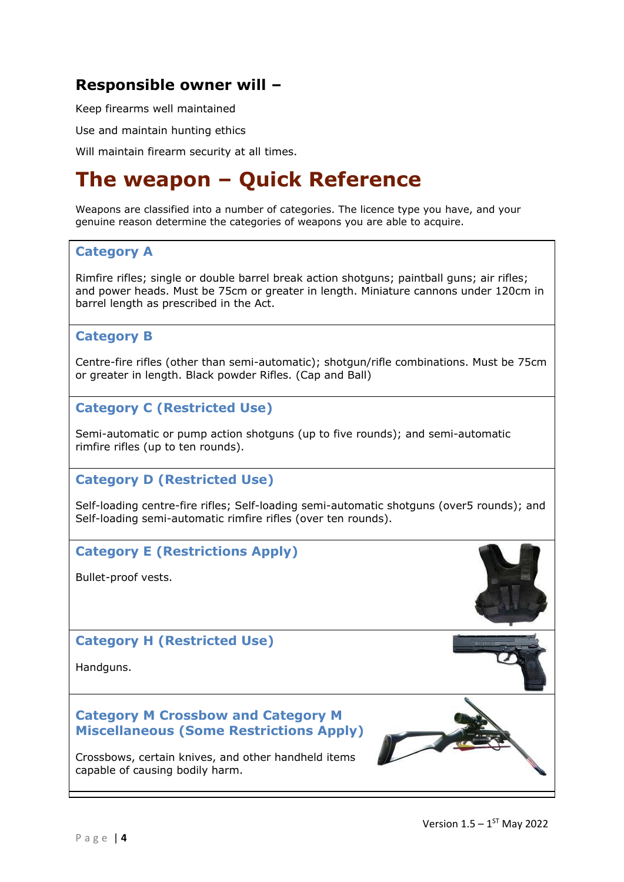## Responsible owner will –

Keep firearms well maintained

Use and maintain hunting ethics

Will maintain firearm security at all times.

# The weapon – Quick Reference

Weapons are classified into a number of categories. The licence type you have, and your genuine reason determine the categories of weapons you are able to acquire.

### Category A

Rimfire rifles; single or double barrel break action shotguns; paintball guns; air rifles; and power heads. Must be 75cm or greater in length. Miniature cannons under 120cm in barrel length as prescribed in the Act.

### Category B

Centre-fire rifles (other than semi-automatic); shotgun/rifle combinations. Must be 75cm or greater in length. Black powder Rifles. (Cap and Ball)

### Category C (Restricted Use)

Semi-automatic or pump action shotguns (up to five rounds); and semi-automatic rimfire rifles (up to ten rounds).

### Category D (Restricted Use)

Self-loading centre-fire rifles; Self-loading semi-automatic shotguns (over5 rounds); and Self-loading semi-automatic rimfire rifles (over ten rounds).

### Category E (Restrictions Apply)

Bullet-proof vests.

### Category H (Restricted Use)

Handguns.

### Category M Crossbow and Category M Miscellaneous (Some Restrictions Apply)

Crossbows, certain knives, and other handheld items capable of causing bodily harm.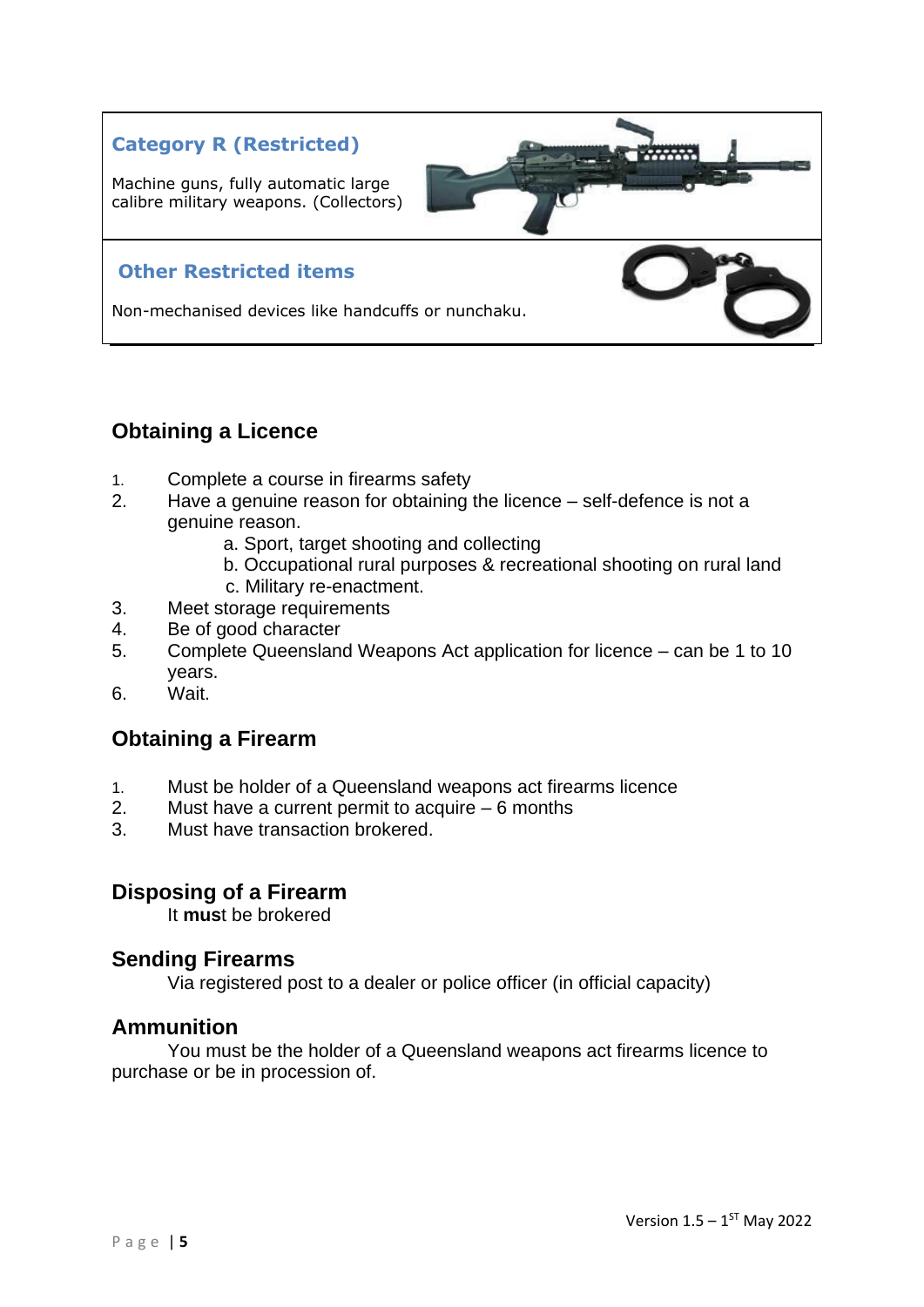### Category R (Restricted)

Machine guns, fully automatic large calibre military weapons. (Collectors)

### Other Restricted items

Non-mechanised devices like handcuffs or nunchaku.

## Obtaining a Licence

1. Complete a course in firearms safety
2. Have a genuine reason for obtaining the licence – self-defence is not a genuine reason.
    a. Sport, target shooting and collecting
    b. Occupational rural purposes & recreational shooting on rural land
    c. Military re-enactment.
3. Meet storage requirements
4. Be of good character
5. Complete Queensland Weapons Act application for licence – can be 1 to 10 years.
6. Wait.

## Obtaining a Firearm

1. Must be holder of a Queensland weapons act firearms licence
2. Must have a current permit to acquire – 6 months
3. Must have transaction brokered.

## Disposing of a Firearm

It **must** be brokered

## Sending Firearms

Via registered post to a dealer or police officer (in official capacity)

## Ammunition

You must be the holder of a Queensland weapons act firearms licence to purchase or be in procession of.

Version 1.5 – 1ST May 2022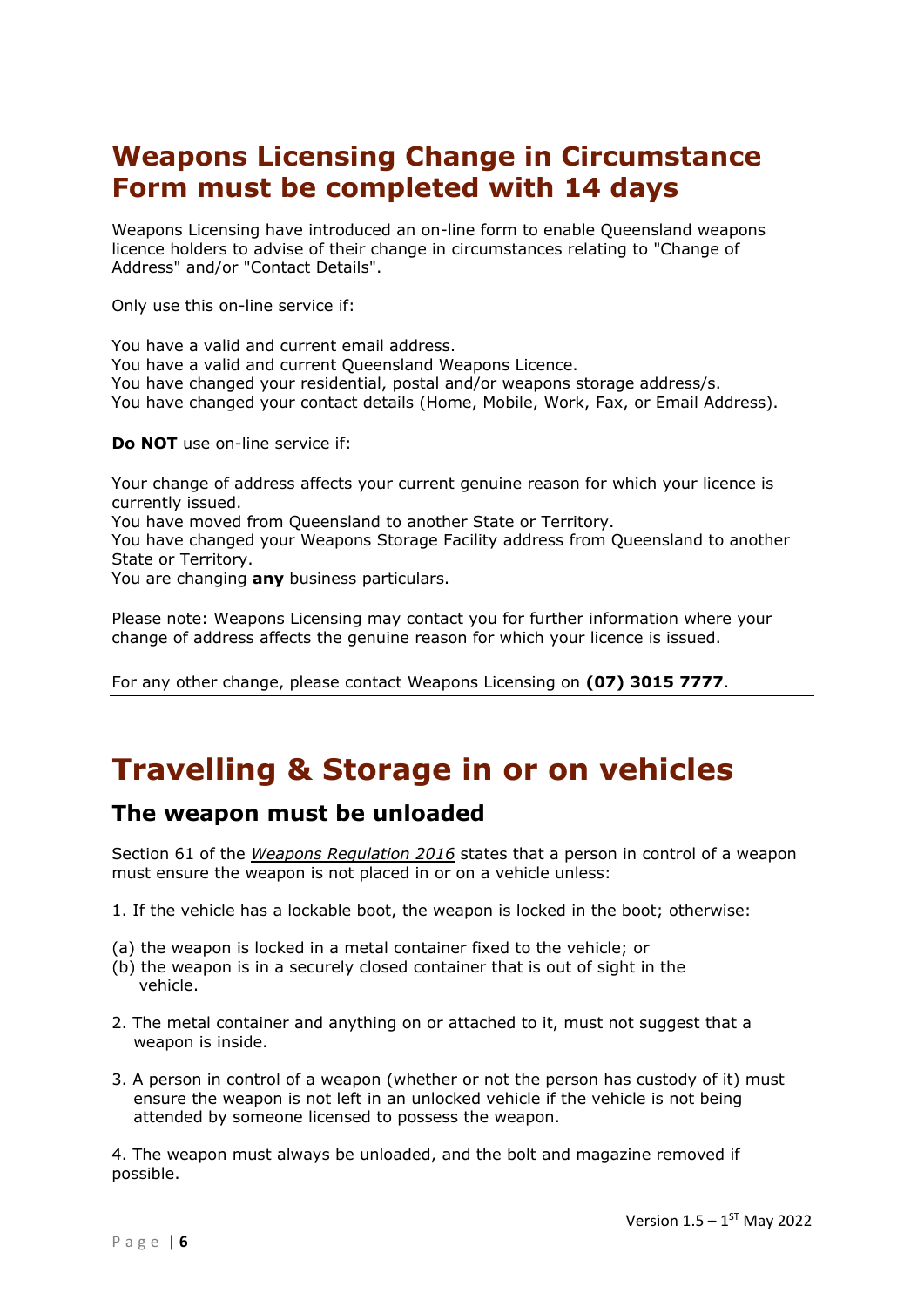# Weapons Licensing Change in Circumstance Form must be completed with 14 days

Weapons Licensing have introduced an on-line form to enable Queensland weapons licence holders to advise of their change in circumstances relating to "Change of Address" and/or "Contact Details".

Only use this on-line service if:

You have a valid and current email address.
You have a valid and current Queensland Weapons Licence.
You have changed your residential, postal and/or weapons storage address/s.
You have changed your contact details (Home, Mobile, Work, Fax, or Email Address).

**Do NOT** use on-line service if:

Your change of address affects your current genuine reason for which your licence is currently issued.
You have moved from Queensland to another State or Territory.
You have changed your Weapons Storage Facility address from Queensland to another State or Territory.
You are changing **any** business particulars.

Please note: Weapons Licensing may contact you for further information where your change of address affects the genuine reason for which your licence is issued.

For any other change, please contact Weapons Licensing on **(07) 3015 7777**.

---

# Travelling & Storage in or on vehicles

## The weapon must be unloaded

Section 61 of the *Weapons Regulation 2016* states that a person in control of a weapon must ensure the weapon is not placed in or on a vehicle unless:

1. If the vehicle has a lockable boot, the weapon is locked in the boot; otherwise:

(a) the weapon is locked in a metal container fixed to the vehicle; or
(b) the weapon is in a securely closed container that is out of sight in the vehicle.

2. The metal container and anything on or attached to it, must not suggest that a weapon is inside.

3. A person in control of a weapon (whether or not the person has custody of it) must ensure the weapon is not left in an unlocked vehicle if the vehicle is not being attended by someone licensed to possess the weapon.

4. The weapon must always be unloaded, and the bolt and magazine removed if possible.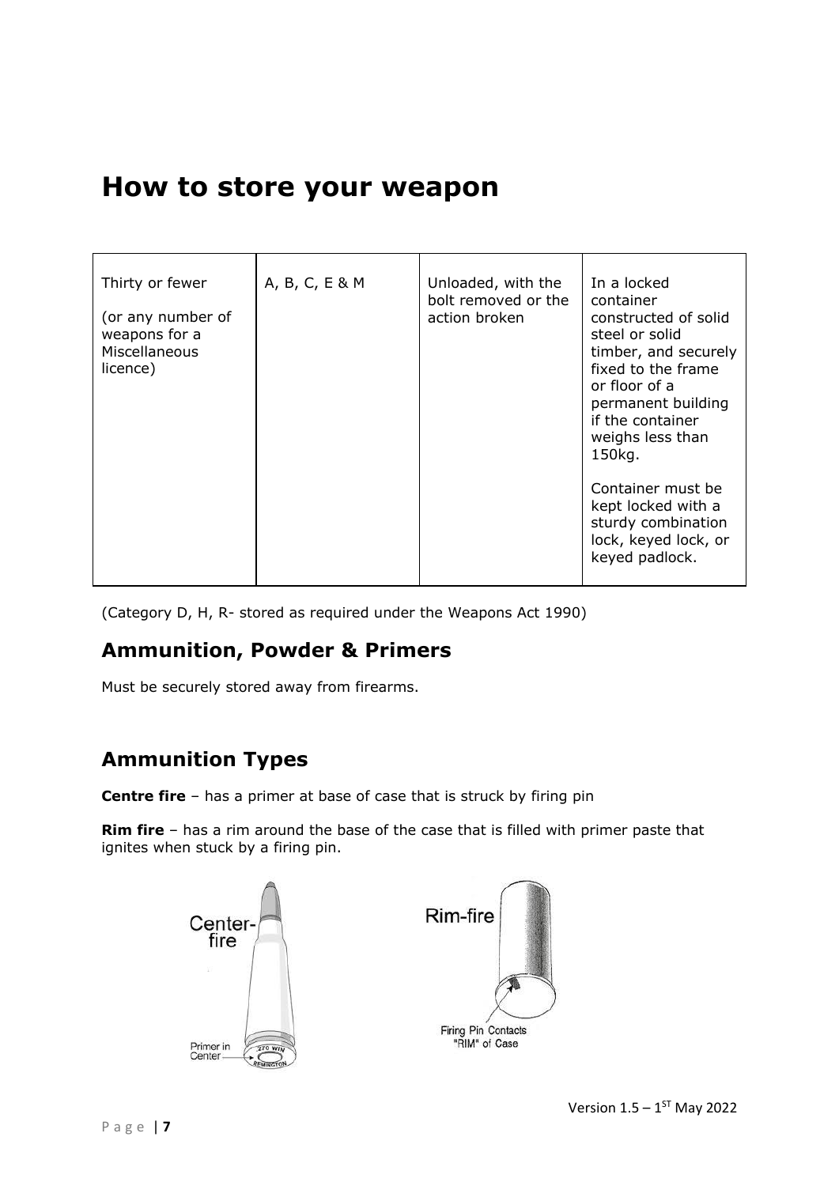# How to store your weapon

| | | | |
|---|---|---|---|
| Thirty or fewer<br><br>(or any number of weapons for a Miscellaneous licence) | A, B, C, E & M | Unloaded, with the bolt removed or the action broken | In a locked container constructed of solid steel or solid timber, and securely fixed to the frame or floor of a permanent building if the container weighs less than 150kg.<br><br>Container must be kept locked with a sturdy combination lock, keyed lock, or keyed padlock. |

(Category D, H, R- stored as required under the Weapons Act 1990)

## Ammunition, Powder & Primers

Must be securely stored away from firearms.

## Ammunition Types

**Centre fire** – has a primer at base of case that is struck by firing pin

**Rim fire** – has a rim around the base of the case that is filled with primer paste that ignites when stuck by a firing pin.

Center-fire

Primer in Center

Rim-fire

Firing Pin Contacts "RIM" of Case

Version 1.5 – 1ST May 2022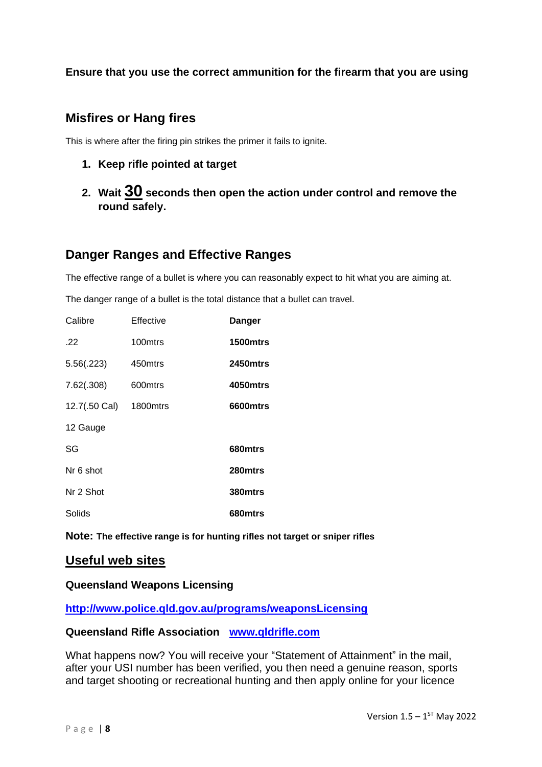**Ensure that you use the correct ammunition for the firearm that you are using**

## Misfires or Hang fires

This is where after the firing pin strikes the primer it fails to ignite.

1. **Keep rifle pointed at target**
2. **Wait <u>30</u> seconds then open the action under control and remove the round safely.**

## Danger Ranges and Effective Ranges

The effective range of a bullet is where you can reasonably expect to hit what you are aiming at.

The danger range of a bullet is the total distance that a bullet can travel.

| Calibre | Effective | **Danger** |
|---|---|---|
| .22 | 100mtrs | **1500mtrs** |
| 5.56(.223) | 450mtrs | **2450mtrs** |
| 7.62(.308) | 600mtrs | **4050mtrs** |
| 12.7(.50 Cal) | 1800mtrs | **6600mtrs** |
| 12 Gauge | | |
| SG | | **680mtrs** |
| Nr 6 shot | | **280mtrs** |
| Nr 2 Shot | | **380mtrs** |
| Solids | | **680mtrs** |

**Note: The effective range is for hunting rifles not target or sniper rifles**

## <u>Useful web sites</u>

**Queensland Weapons Licensing**

**http://www.police.qld.gov.au/programs/weaponsLicensing**

**Queensland Rifle Association** **www.qldrifle.com**

What happens now? You will receive your "Statement of Attainment" in the mail, after your USI number has been verified, you then need a genuine reason, sports and target shooting or recreational hunting and then apply online for your licence

Version 1.5 – 1[ST] May 2022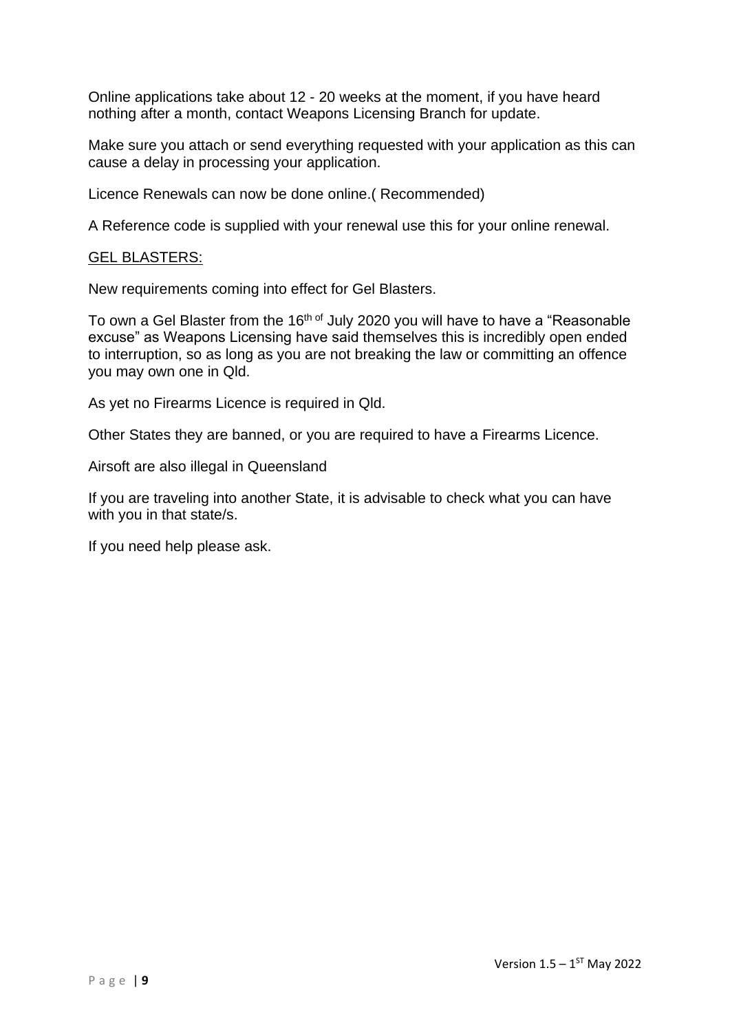Online applications take about 12 - 20 weeks at the moment, if you have heard nothing after a month, contact Weapons Licensing Branch for update.

Make sure you attach or send everything requested with your application as this can cause a delay in processing your application.

Licence Renewals can now be done online.( Recommended)

A Reference code is supplied with your renewal use this for your online renewal.

GEL BLASTERS:

New requirements coming into effect for Gel Blasters.

To own a Gel Blaster from the 16th of July 2020 you will have to have a "Reasonable excuse" as Weapons Licensing have said themselves this is incredibly open ended to interruption, so as long as you are not breaking the law or committing an offence you may own one in Qld.

As yet no Firearms Licence is required in Qld.

Other States they are banned, or you are required to have a Firearms Licence.

Airsoft are also illegal in Queensland

If you are traveling into another State, it is advisable to check what you can have with you in that state/s.

If you need help please ask.

Version 1.5 – 1ST May 2022